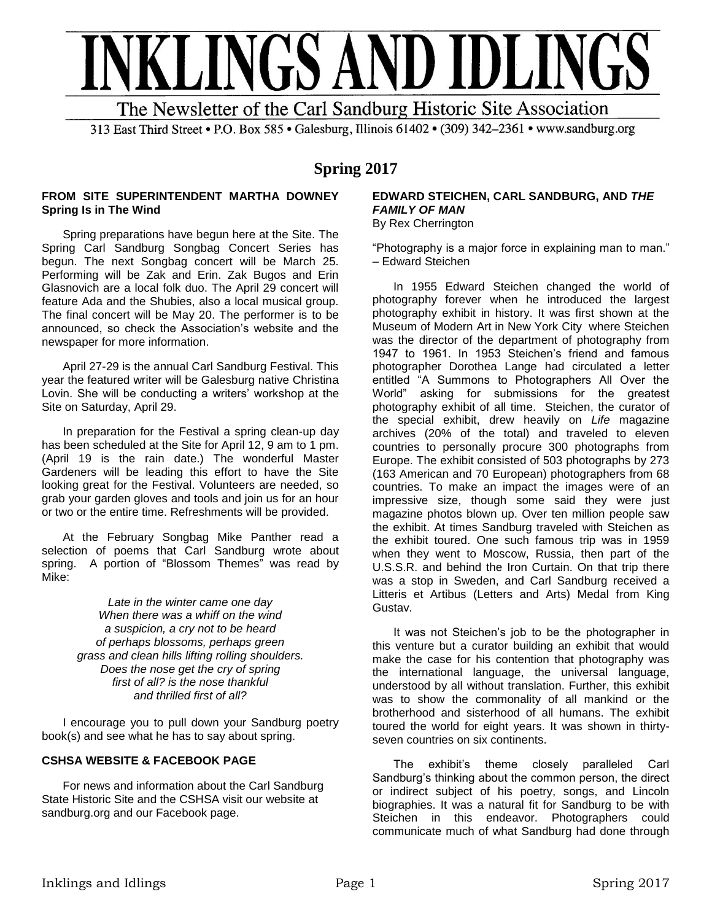# INKLINGS AND IDLINGS

The Newsletter of the Carl Sandburg Historic Site Association

313 East Third Street • P.O. Box 585 • Galesburg, Illinois 61402 • (309) 342–2361 • www.sandburg.org

## Spring 2017

### FROM SITE SUPERINTENDENT MARTHA DOWNEY
**Spring Is in The Wind**

Spring preparations have begun here at the Site. The Spring Carl Sandburg Songbag Concert Series has begun. The next Songbag concert will be March 25. Performing will be Zak and Erin. Zak Bugos and Erin Glasnovich are a local folk duo. The April 29 concert will feature Ada and the Shubies, also a local musical group. The final concert will be May 20. The performer is to be announced, so check the Association's website and the newspaper for more information.

April 27-29 is the annual Carl Sandburg Festival. This year the featured writer will be Galesburg native Christina Lovin. She will be conducting a writers' workshop at the Site on Saturday, April 29.

In preparation for the Festival a spring clean-up day has been scheduled at the Site for April 12, 9 am to 1 pm. (April 19 is the rain date.) The wonderful Master Gardeners will be leading this effort to have the Site looking great for the Festival. Volunteers are needed, so grab your garden gloves and tools and join us for an hour or two or the entire time. Refreshments will be provided.

At the February Songbag Mike Panther read a selection of poems that Carl Sandburg wrote about spring. A portion of "Blossom Themes" was read by Mike:

*Late in the winter came one day*
*When there was a whiff on the wind*
*a suspicion, a cry not to be heard*
*of perhaps blossoms, perhaps green*
*grass and clean hills lifting rolling shoulders.*
*Does the nose get the cry of spring*
*first of all? is the nose thankful*
*and thrilled first of all?*

I encourage you to pull down your Sandburg poetry book(s) and see what he has to say about spring.

### CSHSA WEBSITE & FACEBOOK PAGE

For news and information about the Carl Sandburg State Historic Site and the CSHSA visit our website at sandburg.org and our Facebook page.

### EDWARD STEICHEN, CARL SANDBURG, AND *THE FAMILY OF MAN*
By Rex Cherrington

"Photography is a major force in explaining man to man." – Edward Steichen

In 1955 Edward Steichen changed the world of photography forever when he introduced the largest photography exhibit in history. It was first shown at the Museum of Modern Art in New York City where Steichen was the director of the department of photography from 1947 to 1961. In 1953 Steichen's friend and famous photographer Dorothea Lange had circulated a letter entitled "A Summons to Photographers All Over the World" asking for submissions for the greatest photography exhibit of all time. Steichen, the curator of the special exhibit, drew heavily on *Life* magazine archives (20% of the total) and traveled to eleven countries to personally procure 300 photographs from Europe. The exhibit consisted of 503 photographs by 273 (163 American and 70 European) photographers from 68 countries. To make an impact the images were of an impressive size, though some said they were just magazine photos blown up. Over ten million people saw the exhibit. At times Sandburg traveled with Steichen as the exhibit toured. One such famous trip was in 1959 when they went to Moscow, Russia, then part of the U.S.S.R. and behind the Iron Curtain. On that trip there was a stop in Sweden, and Carl Sandburg received a Litteris et Artibus (Letters and Arts) Medal from King Gustav.

It was not Steichen's job to be the photographer in this venture but a curator building an exhibit that would make the case for his contention that photography was the international language, the universal language, understood by all without translation. Further, this exhibit was to show the commonality of all mankind or the brotherhood and sisterhood of all humans. The exhibit toured the world for eight years. It was shown in thirty-seven countries on six continents.

The exhibit's theme closely paralleled Carl Sandburg's thinking about the common person, the direct or indirect subject of his poetry, songs, and Lincoln biographies. It was a natural fit for Sandburg to be with Steichen in this endeavor. Photographers could communicate much of what Sandburg had done through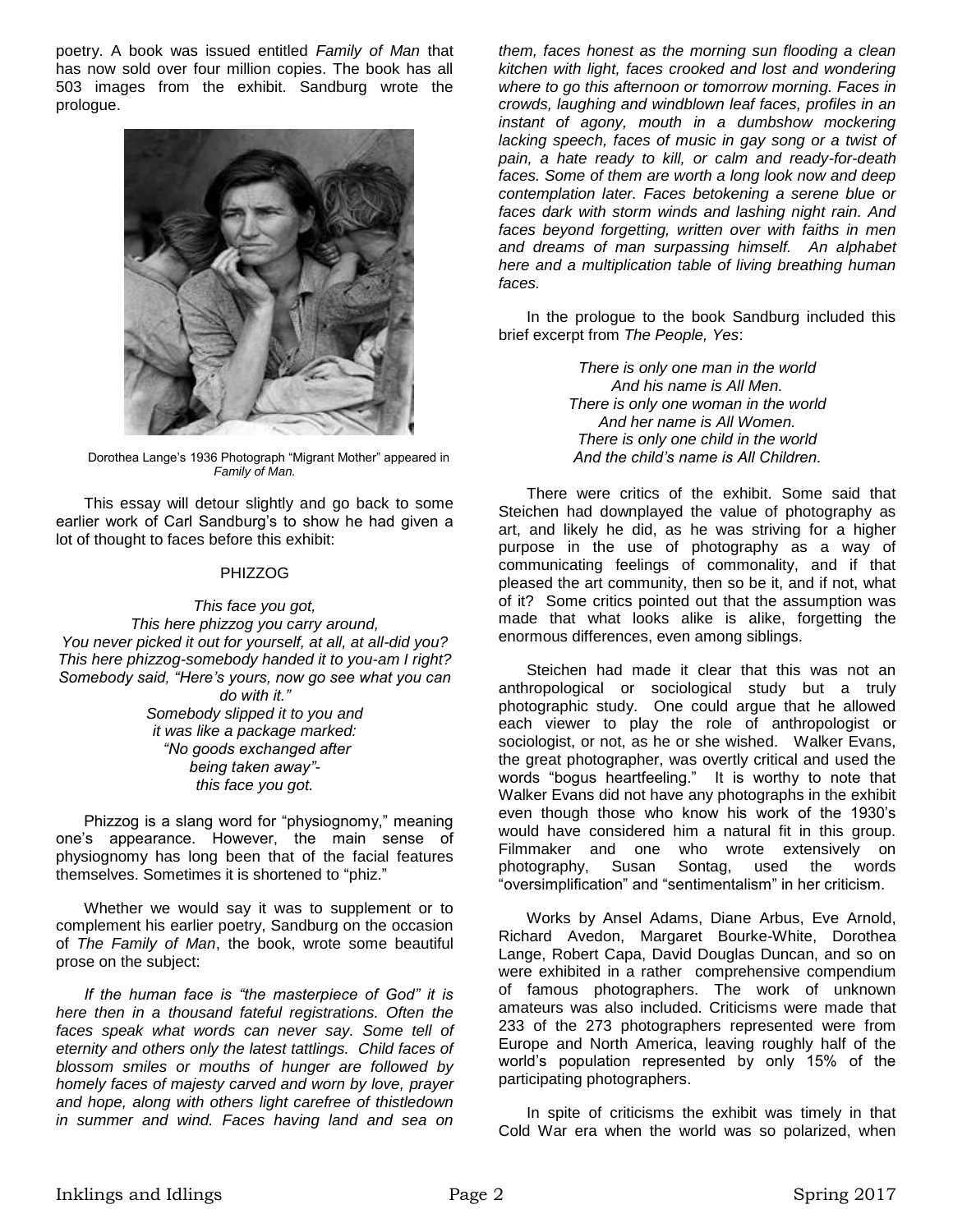poetry. A book was issued entitled *Family of Man* that has now sold over four million copies. The book has all 503 images from the exhibit. Sandburg wrote the prologue.

Dorothea Lange's 1936 Photograph "Migrant Mother" appeared in *Family of Man.*

This essay will detour slightly and go back to some earlier work of Carl Sandburg's to show he had given a lot of thought to faces before this exhibit:

PHIZZOG

*This face you got,*
*This here phizzog you carry around,*
*You never picked it out for yourself, at all, at all-did you?*
*This here phizzog-somebody handed it to you-am I right?*
*Somebody said, "Here's yours, now go see what you can do with it."*
*Somebody slipped it to you and*
*it was like a package marked:*
*"No goods exchanged after*
*being taken away"-*
*this face you got.*

Phizzog is a slang word for "physiognomy," meaning one's appearance. However, the main sense of physiognomy has long been that of the facial features themselves. Sometimes it is shortened to "phiz."

Whether we would say it was to supplement or to complement his earlier poetry, Sandburg on the occasion of *The Family of Man*, the book, wrote some beautiful prose on the subject:

*If the human face is "the masterpiece of God" it is here then in a thousand fateful registrations. Often the faces speak what words can never say. Some tell of eternity and others only the latest tattlings. Child faces of blossom smiles or mouths of hunger are followed by homely faces of majesty carved and worn by love, prayer and hope, along with others light carefree of thistledown in summer and wind. Faces having land and sea on them, faces honest as the morning sun flooding a clean kitchen with light, faces crooked and lost and wondering where to go this afternoon or tomorrow morning. Faces in crowds, laughing and windblown leaf faces, profiles in an instant of agony, mouth in a dumbshow mockering lacking speech, faces of music in gay song or a twist of pain, a hate ready to kill, or calm and ready-for-death faces. Some of them are worth a long look now and deep contemplation later. Faces betokening a serene blue or faces dark with storm winds and lashing night rain. And faces beyond forgetting, written over with faiths in men and dreams of man surpassing himself. An alphabet here and a multiplication table of living breathing human faces.*

In the prologue to the book Sandburg included this brief excerpt from *The People, Yes*:

*There is only one man in the world*
*And his name is All Men.*
*There is only one woman in the world*
*And her name is All Women.*
*There is only one child in the world*
*And the child's name is All Children.*

There were critics of the exhibit. Some said that Steichen had downplayed the value of photography as art, and likely he did, as he was striving for a higher purpose in the use of photography as a way of communicating feelings of commonality, and if that pleased the art community, then so be it, and if not, what of it? Some critics pointed out that the assumption was made that what looks alike is alike, forgetting the enormous differences, even among siblings.

Steichen had made it clear that this was not an anthropological or sociological study but a truly photographic study. One could argue that he allowed each viewer to play the role of anthropologist or sociologist, or not, as he or she wished. Walker Evans, the great photographer, was overtly critical and used the words "bogus heartfeeling." It is worthy to note that Walker Evans did not have any photographs in the exhibit even though those who know his work of the 1930's would have considered him a natural fit in this group. Filmmaker and one who wrote extensively on photography, Susan Sontag, used the words "oversimplification" and "sentimentalism" in her criticism.

Works by Ansel Adams, Diane Arbus, Eve Arnold, Richard Avedon, Margaret Bourke-White, Dorothea Lange, Robert Capa, David Douglas Duncan, and so on were exhibited in a rather comprehensive compendium of famous photographers. The work of unknown amateurs was also included. Criticisms were made that 233 of the 273 photographers represented were from Europe and North America, leaving roughly half of the world's population represented by only 15% of the participating photographers.

In spite of criticisms the exhibit was timely in that Cold War era when the world was so polarized, when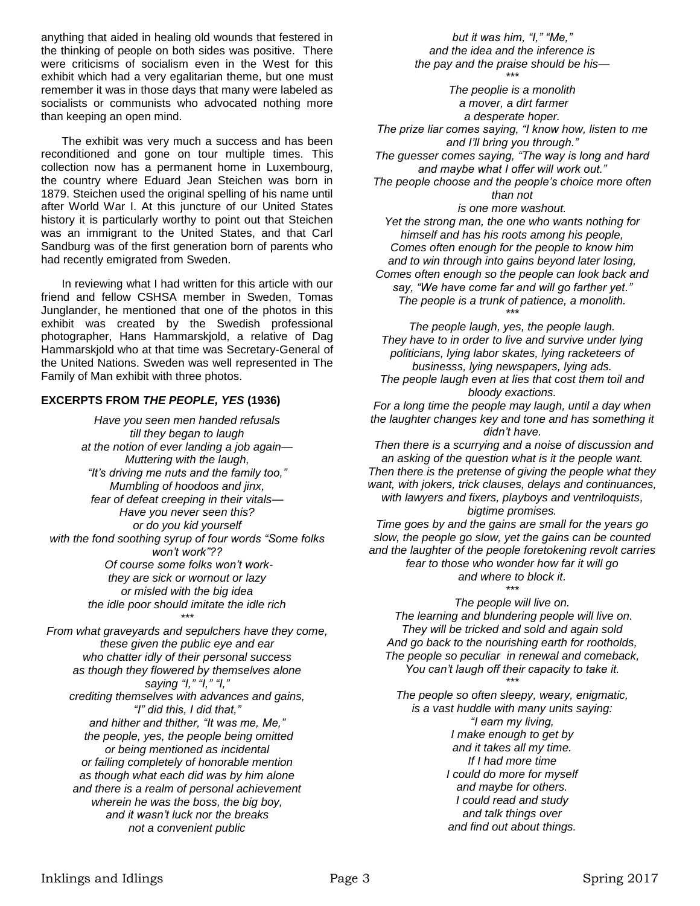anything that aided in healing old wounds that festered in the thinking of people on both sides was positive. There were criticisms of socialism even in the West for this exhibit which had a very egalitarian theme, but one must remember it was in those days that many were labeled as socialists or communists who advocated nothing more than keeping an open mind.

The exhibit was very much a success and has been reconditioned and gone on tour multiple times. This collection now has a permanent home in Luxembourg, the country where Eduard Jean Steichen was born in 1879. Steichen used the original spelling of his name until after World War I. At this juncture of our United States history it is particularly worthy to point out that Steichen was an immigrant to the United States, and that Carl Sandburg was of the first generation born of parents who had recently emigrated from Sweden.

In reviewing what I had written for this article with our friend and fellow CSHSA member in Sweden, Tomas Junglander, he mentioned that one of the photos in this exhibit was created by the Swedish professional photographer, Hans Hammarskjold, a relative of Dag Hammarskjold who at that time was Secretary-General of the United Nations. Sweden was well represented in The Family of Man exhibit with three photos.

**EXCERPTS FROM *THE PEOPLE, YES* (1936)**

*Have you seen men handed refusals*
*till they began to laugh*
*at the notion of ever landing a job again—*
*Muttering with the laugh,*
*"It's driving me nuts and the family too,"*
*Mumbling of hoodoos and jinx,*
*fear of defeat creeping in their vitals—*
*Have you never seen this?*
*or do you kid yourself*
*with the fond soothing syrup of four words "Some folks won't work"??*
*Of course some folks won't work-*
*they are sick or wornout or lazy*
*or misled with the big idea*
*the idle poor should imitate the idle rich*

\*\*\*

*From what graveyards and sepulchers have they come,*
*these given the public eye and ear*
*who chatter idly of their personal success*
*as though they flowered by themselves alone*
*saying "I," "I," "I,"*
*crediting themselves with advances and gains,*
*"I" did this, I did that,"*
*and hither and thither, "It was me, Me,"*
*the people, yes, the people being omitted*
*or being mentioned as incidental*
*or failing completely of honorable mention*
*as though what each did was by him alone*
*and there is a realm of personal achievement*
*wherein he was the boss, the big boy,*
*and it wasn't luck nor the breaks*
*not a convenient public*
*but it was him, "I," "Me,"*
*and the idea and the inference is*
*the pay and the praise should be his—*

\*\*\*

*The peoplie is a monolith*
*a mover, a dirt farmer*
*a desperate hoper.*
*The prize liar comes saying, "I know how, listen to me and I'll bring you through."*
*The guesser comes saying, "The way is long and hard and maybe what I offer will work out."*
*The people choose and the people's choice more often than not*
*is one more washout.*
*Yet the strong man, the one who wants nothing for himself and has his roots among his people,*
*Comes often enough for the people to know him*
*and to win through into gains beyond later losing,*
*Comes often enough so the people can look back and say, "We have come far and will go farther yet."*
*The people is a trunk of patience, a monolith.*

\*\*\*

*The people laugh, yes, the people laugh.*
*They have to in order to live and survive under lying politicians, lying labor skates, lying racketeers of businesss, lying newspapers, lying ads.*
*The people laugh even at lies that cost them toil and bloody exactions.*
*For a long time the people may laugh, until a day when the laughter changes key and tone and has something it didn't have.*
*Then there is a scurrying and a noise of discussion and an asking of the question what is it the people want.*
*Then there is the pretense of giving the people what they want, with jokers, trick clauses, delays and continuances, with lawyers and fixers, playboys and ventriloquists, bigtime promises.*
*Time goes by and the gains are small for the years go slow, the people go slow, yet the gains can be counted and the laughter of the people foretokening revolt carries fear to those who wonder how far it will go*
*and where to block it.*

\*\*\*

*The people will live on.*
*The learning and blundering people will live on.*
*They will be tricked and sold and again sold*
*And go back to the nourishing earth for rootholds,*
*The people so peculiar in renewal and comeback,*
*You can't laugh off their capacity to take it.*

\*\*\*

*The people so often sleepy, weary, enigmatic,*
*is a vast huddle with many units saying:*
*"I earn my living,*
*I make enough to get by*
*and it takes all my time.*
*If I had more time*
*I could do more for myself*
*and maybe for others.*
*I could read and study*
*and talk things over*
*and find out about things.*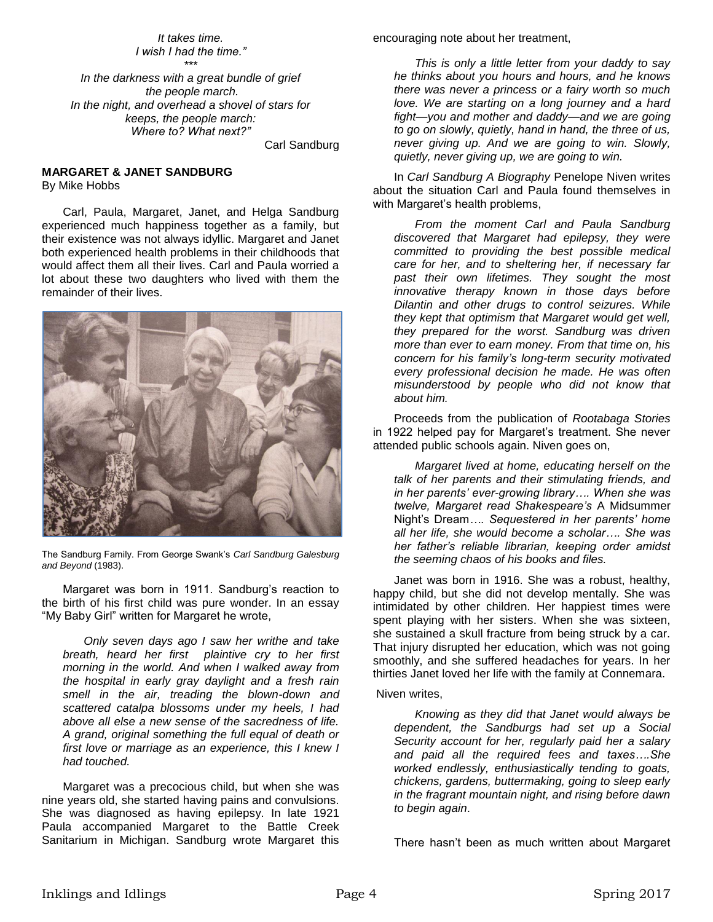*It takes time.*
*I wish I had the time."*
*\*\*\**
*In the darkness with a great bundle of grief*
*the people march.*
*In the night, and overhead a shovel of stars for*
*keeps, the people march:*
*Where to? What next?"*

Carl Sandburg

**MARGARET & JANET SANDBURG**
By Mike Hobbs

Carl, Paula, Margaret, Janet, and Helga Sandburg experienced much happiness together as a family, but their existence was not always idyllic. Margaret and Janet both experienced health problems in their childhoods that would affect them all their lives. Carl and Paula worried a lot about these two daughters who lived with them the remainder of their lives.

The Sandburg Family. From George Swank's *Carl Sandburg Galesburg and Beyond* (1983).

Margaret was born in 1911. Sandburg's reaction to the birth of his first child was pure wonder. In an essay "My Baby Girl" written for Margaret he wrote,

> *Only seven days ago I saw her writhe and take breath, heard her first plaintive cry to her first morning in the world. And when I walked away from the hospital in early gray daylight and a fresh rain smell in the air, treading the blown-down and scattered catalpa blossoms under my heels, I had above all else a new sense of the sacredness of life. A grand, original something the full equal of death or first love or marriage as an experience, this I knew I had touched.*

Margaret was a precocious child, but when she was nine years old, she started having pains and convulsions. She was diagnosed as having epilepsy. In late 1921 Paula accompanied Margaret to the Battle Creek Sanitarium in Michigan. Sandburg wrote Margaret this encouraging note about her treatment,

> *This is only a little letter from your daddy to say he thinks about you hours and hours, and he knows there was never a princess or a fairy worth so much love. We are starting on a long journey and a hard fight—you and mother and daddy—and we are going to go on slowly, quietly, hand in hand, the three of us, never giving up. And we are going to win. Slowly, quietly, never giving up, we are going to win.*

In *Carl Sandburg A Biography* Penelope Niven writes about the situation Carl and Paula found themselves in with Margaret's health problems,

> *From the moment Carl and Paula Sandburg discovered that Margaret had epilepsy, they were committed to providing the best possible medical care for her, and to sheltering her, if necessary far past their own lifetimes. They sought the most innovative therapy known in those days before Dilantin and other drugs to control seizures. While they kept that optimism that Margaret would get well, they prepared for the worst. Sandburg was driven more than ever to earn money. From that time on, his concern for his family's long-term security motivated every professional decision he made. He was often misunderstood by people who did not know that about him.*

Proceeds from the publication of *Rootabaga Stories* in 1922 helped pay for Margaret's treatment. She never attended public schools again. Niven goes on,

> *Margaret lived at home, educating herself on the talk of her parents and their stimulating friends, and in her parents' ever-growing library…. When she was twelve, Margaret read Shakespeare's* A Midsummer Night's Dream*…. Sequestered in her parents' home all her life, she would become a scholar…. She was her father's reliable librarian, keeping order amidst the seeming chaos of his books and files.*

Janet was born in 1916. She was a robust, healthy, happy child, but she did not develop mentally. She was intimidated by other children. Her happiest times were spent playing with her sisters. When she was sixteen, she sustained a skull fracture from being struck by a car. That injury disrupted her education, which was not going smoothly, and she suffered headaches for years. In her thirties Janet loved her life with the family at Connemara.

Niven writes,

> *Knowing as they did that Janet would always be dependent, the Sandburgs had set up a Social Security account for her, regularly paid her a salary and paid all the required fees and taxes….She worked endlessly, enthusiastically tending to goats, chickens, gardens, buttermaking, going to sleep early in the fragrant mountain night, and rising before dawn to begin again*.

There hasn't been as much written about Margaret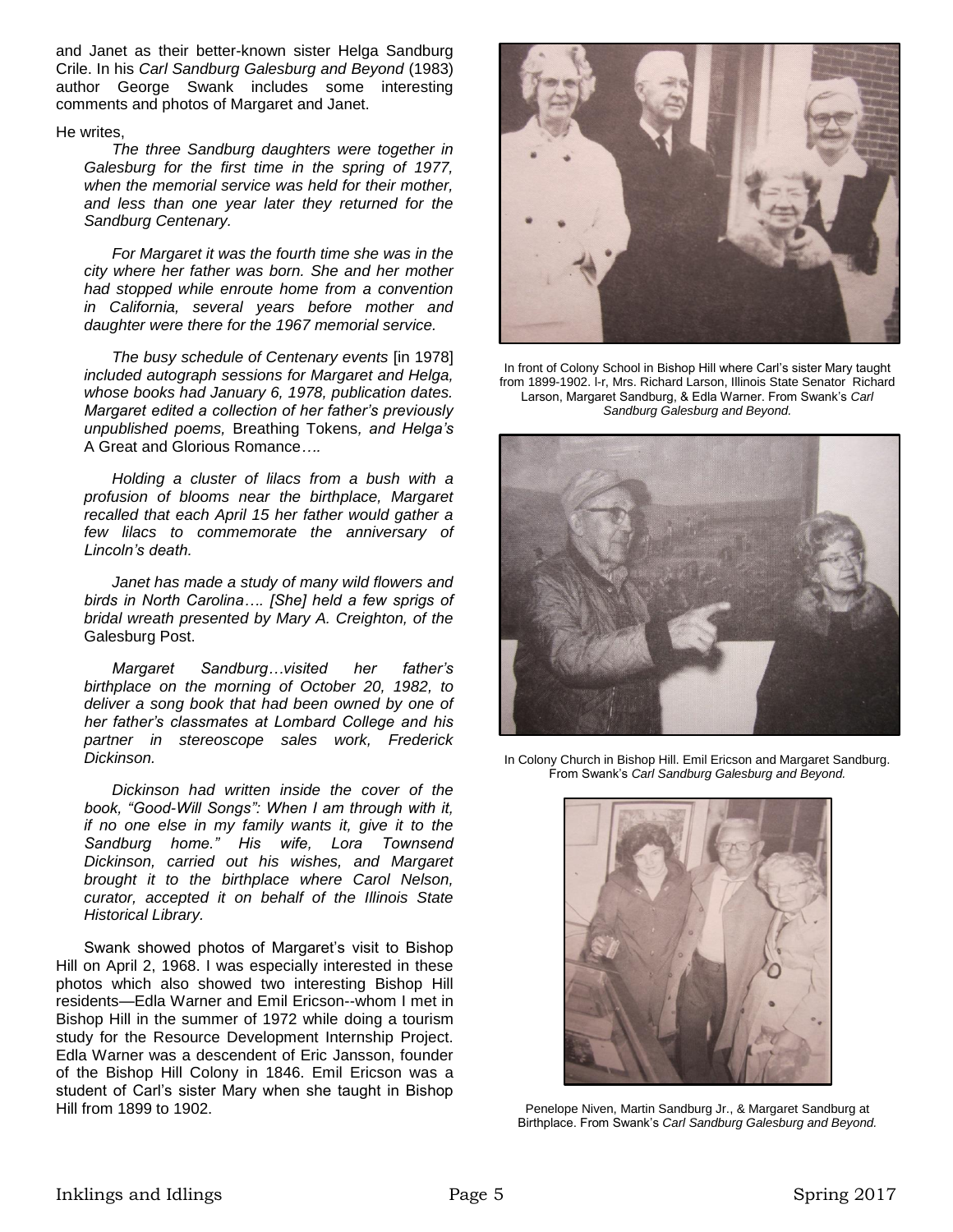and Janet as their better-known sister Helga Sandburg Crile. In his *Carl Sandburg Galesburg and Beyond* (1983) author George Swank includes some interesting comments and photos of Margaret and Janet.

He writes,

> *The three Sandburg daughters were together in Galesburg for the first time in the spring of 1977, when the memorial service was held for their mother, and less than one year later they returned for the Sandburg Centenary.*
>
> *For Margaret it was the fourth time she was in the city where her father was born. She and her mother had stopped while enroute home from a convention in California, several years before mother and daughter were there for the 1967 memorial service.*
>
> *The busy schedule of Centenary events* [in 1978] *included autograph sessions for Margaret and Helga, whose books had January 6, 1978, publication dates. Margaret edited a collection of her father's previously unpublished poems,* Breathing Tokens*, and Helga's* A Great and Glorious Romance*….*
>
> *Holding a cluster of lilacs from a bush with a profusion of blooms near the birthplace, Margaret recalled that each April 15 her father would gather a few lilacs to commemorate the anniversary of Lincoln's death.*
>
> *Janet has made a study of many wild flowers and birds in North Carolina…. [She] held a few sprigs of bridal wreath presented by Mary A. Creighton, of the* Galesburg Post.
>
> *Margaret Sandburg…visited her father's birthplace on the morning of October 20, 1982, to deliver a song book that had been owned by one of her father's classmates at Lombard College and his partner in stereoscope sales work, Frederick Dickinson.*
>
> *Dickinson had written inside the cover of the book, "Good-Will Songs": When I am through with it, if no one else in my family wants it, give it to the Sandburg home." His wife, Lora Townsend Dickinson, carried out his wishes, and Margaret brought it to the birthplace where Carol Nelson, curator, accepted it on behalf of the Illinois State Historical Library.*

Swank showed photos of Margaret's visit to Bishop Hill on April 2, 1968. I was especially interested in these photos which also showed two interesting Bishop Hill residents—Edla Warner and Emil Ericson--whom I met in Bishop Hill in the summer of 1972 while doing a tourism study for the Resource Development Internship Project. Edla Warner was a descendent of Eric Jansson, founder of the Bishop Hill Colony in 1846. Emil Ericson was a student of Carl's sister Mary when she taught in Bishop Hill from 1899 to 1902.

In front of Colony School in Bishop Hill where Carl's sister Mary taught from 1899-1902. l-r, Mrs. Richard Larson, Illinois State Senator Richard Larson, Margaret Sandburg, & Edla Warner. From Swank's *Carl Sandburg Galesburg and Beyond.*

In Colony Church in Bishop Hill. Emil Ericson and Margaret Sandburg. From Swank's *Carl Sandburg Galesburg and Beyond.*

Penelope Niven, Martin Sandburg Jr., & Margaret Sandburg at Birthplace. From Swank's *Carl Sandburg Galesburg and Beyond.*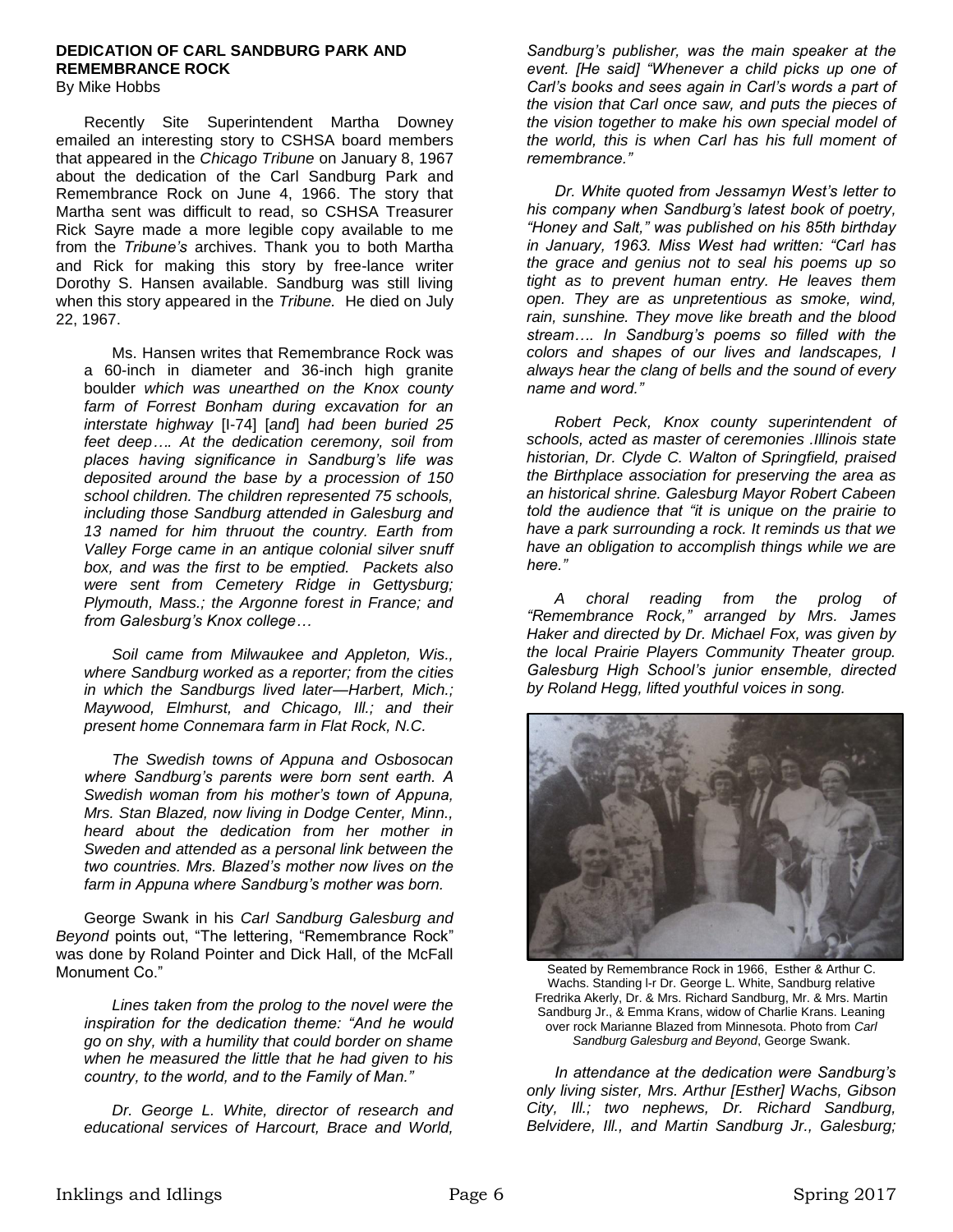## DEDICATION OF CARL SANDBURG PARK AND REMEMBRANCE ROCK

By Mike Hobbs

Recently Site Superintendent Martha Downey emailed an interesting story to CSHSA board members that appeared in the *Chicago Tribune* on January 8, 1967 about the dedication of the Carl Sandburg Park and Remembrance Rock on June 4, 1966. The story that Martha sent was difficult to read, so CSHSA Treasurer Rick Sayre made a more legible copy available to me from the *Tribune's* archives. Thank you to both Martha and Rick for making this story by free-lance writer Dorothy S. Hansen available. Sandburg was still living when this story appeared in the *Tribune.* He died on July 22, 1967.

Ms. Hansen writes that Remembrance Rock was a 60-inch in diameter and 36-inch high granite boulder *which was unearthed on the Knox county farm of Forrest Bonham during excavation for an interstate highway* [I-74] [*and*] *had been buried 25 feet deep…. At the dedication ceremony, soil from places having significance in Sandburg's life was deposited around the base by a procession of 150 school children. The children represented 75 schools, including those Sandburg attended in Galesburg and 13 named for him thruout the country. Earth from Valley Forge came in an antique colonial silver snuff box, and was the first to be emptied. Packets also were sent from Cemetery Ridge in Gettysburg; Plymouth, Mass.; the Argonne forest in France; and from Galesburg's Knox college…*

*Soil came from Milwaukee and Appleton, Wis., where Sandburg worked as a reporter; from the cities in which the Sandburgs lived later—Harbert, Mich.; Maywood, Elmhurst, and Chicago, Ill.; and their present home Connemara farm in Flat Rock, N.C.*

*The Swedish towns of Appuna and Osbosocan where Sandburg's parents were born sent earth. A Swedish woman from his mother's town of Appuna, Mrs. Stan Blazed, now living in Dodge Center, Minn., heard about the dedication from her mother in Sweden and attended as a personal link between the two countries. Mrs. Blazed's mother now lives on the farm in Appuna where Sandburg's mother was born.*

George Swank in his *Carl Sandburg Galesburg and Beyond* points out, "The lettering, "Remembrance Rock" was done by Roland Pointer and Dick Hall, of the McFall Monument Co."

*Lines taken from the prolog to the novel were the inspiration for the dedication theme: "And he would go on shy, with a humility that could border on shame when he measured the little that he had given to his country, to the world, and to the Family of Man."*

*Dr. George L. White, director of research and educational services of Harcourt, Brace and World, Sandburg's publisher, was the main speaker at the event. [He said] "Whenever a child picks up one of Carl's books and sees again in Carl's words a part of the vision that Carl once saw, and puts the pieces of the vision together to make his own special model of the world, this is when Carl has his full moment of remembrance."*

*Dr. White quoted from Jessamyn West's letter to his company when Sandburg's latest book of poetry, "Honey and Salt," was published on his 85th birthday in January, 1963. Miss West had written: "Carl has the grace and genius not to seal his poems up so tight as to prevent human entry. He leaves them open. They are as unpretentious as smoke, wind, rain, sunshine. They move like breath and the blood stream…. In Sandburg's poems so filled with the colors and shapes of our lives and landscapes, I always hear the clang of bells and the sound of every name and word."*

*Robert Peck, Knox county superintendent of schools, acted as master of ceremonies .Illinois state historian, Dr. Clyde C. Walton of Springfield, praised the Birthplace association for preserving the area as an historical shrine. Galesburg Mayor Robert Cabeen told the audience that "it is unique on the prairie to have a park surrounding a rock. It reminds us that we have an obligation to accomplish things while we are here."*

*A choral reading from the prolog of "Remembrance Rock," arranged by Mrs. James Haker and directed by Dr. Michael Fox, was given by the local Prairie Players Community Theater group. Galesburg High School's junior ensemble, directed by Roland Hegg, lifted youthful voices in song.*

Seated by Remembrance Rock in 1966, Esther & Arthur C. Wachs. Standing l-r Dr. George L. White, Sandburg relative Fredrika Akerly, Dr. & Mrs. Richard Sandburg, Mr. & Mrs. Martin Sandburg Jr., & Emma Krans, widow of Charlie Krans. Leaning over rock Marianne Blazed from Minnesota. Photo from *Carl Sandburg Galesburg and Beyond*, George Swank.

*In attendance at the dedication were Sandburg's only living sister, Mrs. Arthur [Esther] Wachs, Gibson City, Ill.; two nephews, Dr. Richard Sandburg, Belvidere, Ill., and Martin Sandburg Jr., Galesburg;*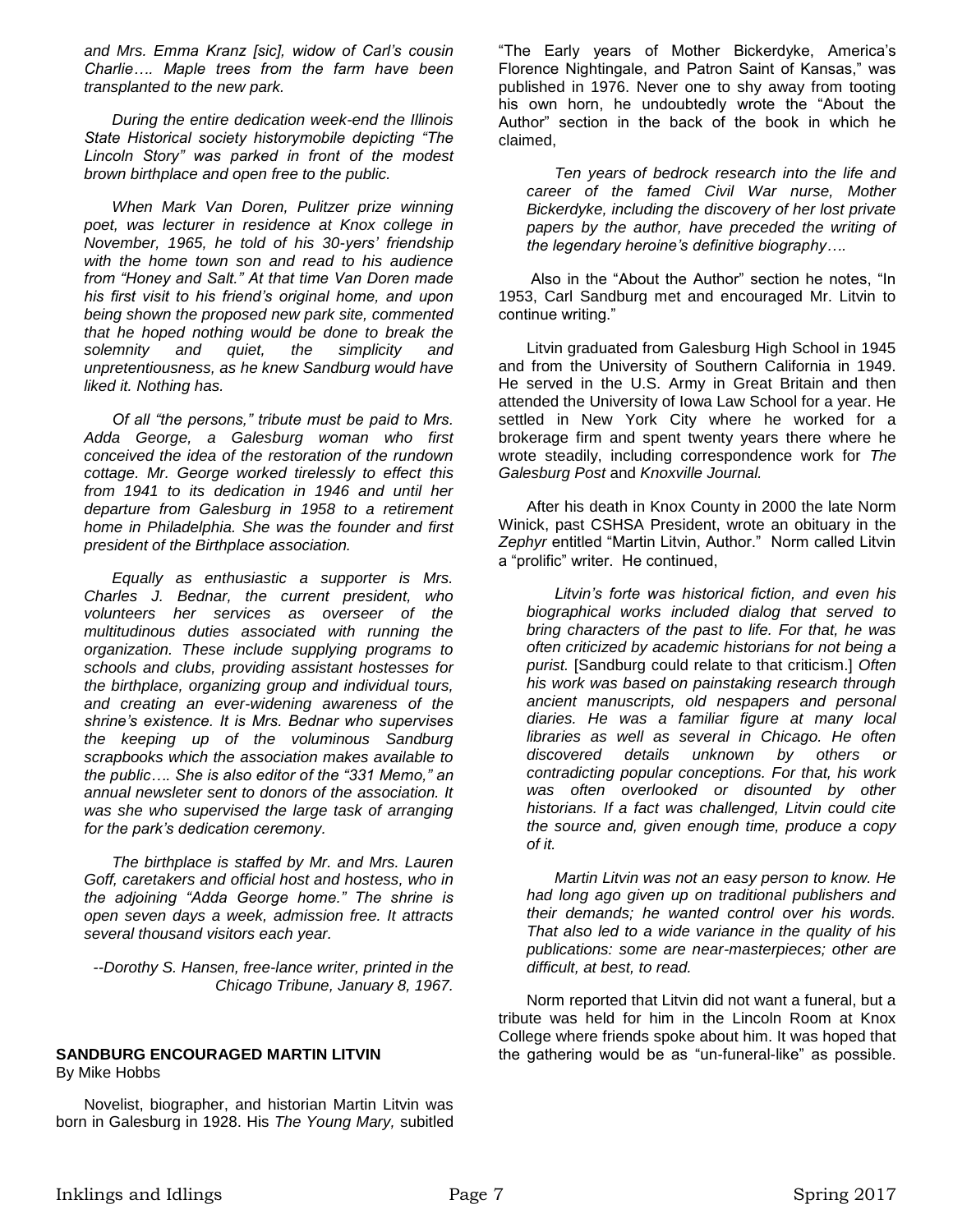*and Mrs. Emma Kranz [sic], widow of Carl's cousin Charlie…. Maple trees from the farm have been transplanted to the new park.*

*During the entire dedication week-end the Illinois State Historical society historymobile depicting "The Lincoln Story" was parked in front of the modest brown birthplace and open free to the public.*

*When Mark Van Doren, Pulitzer prize winning poet, was lecturer in residence at Knox college in November, 1965, he told of his 30-yers' friendship with the home town son and read to his audience from "Honey and Salt." At that time Van Doren made his first visit to his friend's original home, and upon being shown the proposed new park site, commented that he hoped nothing would be done to break the solemnity and quiet, the simplicity and unpretentiousness, as he knew Sandburg would have liked it. Nothing has.*

*Of all "the persons," tribute must be paid to Mrs. Adda George, a Galesburg woman who first conceived the idea of the restoration of the rundown cottage. Mr. George worked tirelessly to effect this from 1941 to its dedication in 1946 and until her departure from Galesburg in 1958 to a retirement home in Philadelphia. She was the founder and first president of the Birthplace association.*

*Equally as enthusiastic a supporter is Mrs. Charles J. Bednar, the current president, who volunteers her services as overseer of the multitudinous duties associated with running the organization. These include supplying programs to schools and clubs, providing assistant hostesses for the birthplace, organizing group and individual tours, and creating an ever-widening awareness of the shrine's existence. It is Mrs. Bednar who supervises the keeping up of the voluminous Sandburg scrapbooks which the association makes available to the public…. She is also editor of the "331 Memo," an annual newsleter sent to donors of the association. It was she who supervised the large task of arranging for the park's dedication ceremony.*

*The birthplace is staffed by Mr. and Mrs. Lauren Goff, caretakers and official host and hostess, who in the adjoining "Adda George home." The shrine is open seven days a week, admission free. It attracts several thousand visitors each year.*

*--Dorothy S. Hansen, free-lance writer, printed in the Chicago Tribune, January 8, 1967.*

## SANDBURG ENCOURAGED MARTIN LITVIN

By Mike Hobbs

Novelist, biographer, and historian Martin Litvin was born in Galesburg in 1928. His *The Young Mary,* subitled "The Early years of Mother Bickerdyke, America's Florence Nightingale, and Patron Saint of Kansas," was published in 1976. Never one to shy away from tooting his own horn, he undoubtedly wrote the "About the Author" section in the back of the book in which he claimed,

> *Ten years of bedrock research into the life and career of the famed Civil War nurse, Mother Bickerdyke, including the discovery of her lost private papers by the author, have preceded the writing of the legendary heroine's definitive biography….*

Also in the "About the Author" section he notes, "In 1953, Carl Sandburg met and encouraged Mr. Litvin to continue writing."

Litvin graduated from Galesburg High School in 1945 and from the University of Southern California in 1949. He served in the U.S. Army in Great Britain and then attended the University of Iowa Law School for a year. He settled in New York City where he worked for a brokerage firm and spent twenty years there where he wrote steadily, including correspondence work for *The Galesburg Post* and *Knoxville Journal.*

After his death in Knox County in 2000 the late Norm Winick, past CSHSA President, wrote an obituary in the *Zephyr* entitled "Martin Litvin, Author." Norm called Litvin a "prolific" writer. He continued,

> *Litvin's forte was historical fiction, and even his biographical works included dialog that served to bring characters of the past to life. For that, he was often criticized by academic historians for not being a purist.* [Sandburg could relate to that criticism.] *Often his work was based on painstaking research through ancient manuscripts, old nespapers and personal diaries. He was a familiar figure at many local libraries as well as several in Chicago. He often discovered details unknown by others or contradicting popular conceptions. For that, his work was often overlooked or disounted by other historians. If a fact was challenged, Litvin could cite the source and, given enough time, produce a copy of it.*
>
> *Martin Litvin was not an easy person to know. He had long ago given up on traditional publishers and their demands; he wanted control over his words. That also led to a wide variance in the quality of his publications: some are near-masterpieces; other are difficult, at best, to read.*

Norm reported that Litvin did not want a funeral, but a tribute was held for him in the Lincoln Room at Knox College where friends spoke about him. It was hoped that the gathering would be as "un-funeral-like" as possible.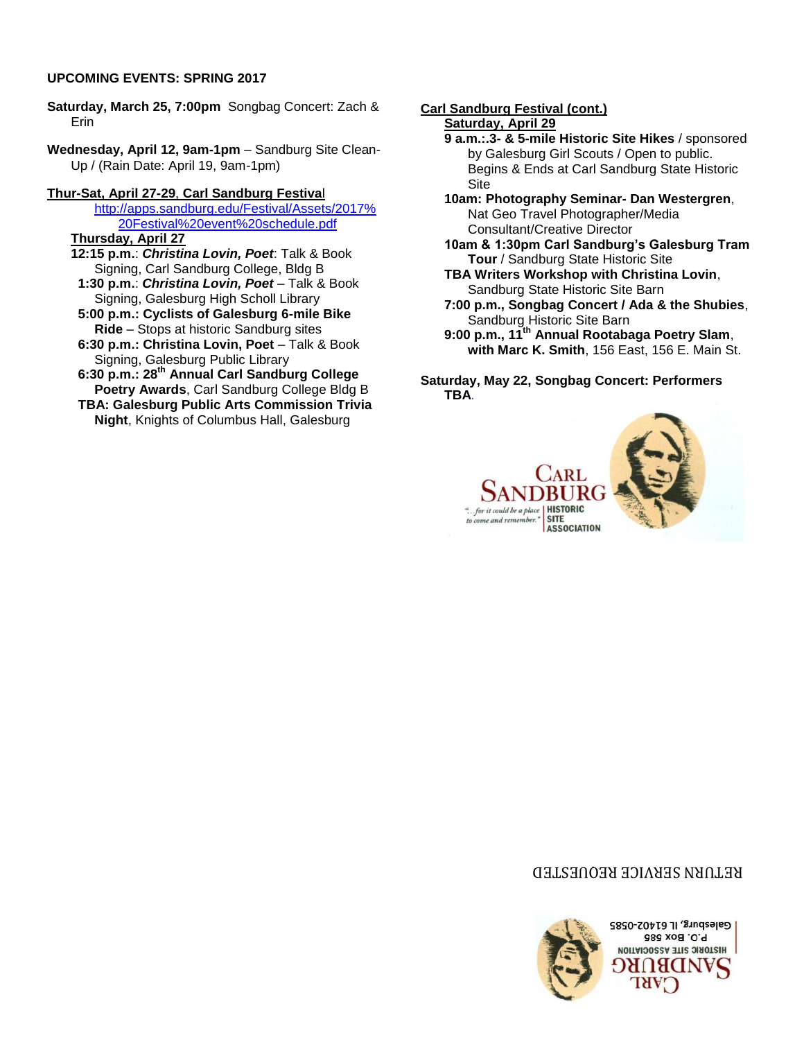## UPCOMING EVENTS: SPRING 2017

**Saturday, March 25, 7:00pm** Songbag Concert: Zach & Erin

**Wednesday, April 12, 9am-1pm** – Sandburg Site Clean-Up / (Rain Date: April 19, 9am-1pm)

**Thur-Sat, April 27-29, Carl Sandburg Festival**
http://apps.sandburg.edu/Festival/Assets/2017%20Festival%20event%20schedule.pdf

**Thursday, April 27**

- **12:15 p.m.**: ***Christina Lovin, Poet***: Talk & Book Signing, Carl Sandburg College, Bldg B
- **1:30 p.m.**: ***Christina Lovin, Poet*** – Talk & Book Signing, Galesburg High Scholl Library
- **5:00 p.m.: Cyclists of Galesburg 6-mile Bike Ride** – Stops at historic Sandburg sites
- **6:30 p.m.: Christina Lovin, Poet** – Talk & Book Signing, Galesburg Public Library
- **6:30 p.m.: 28th Annual Carl Sandburg College Poetry Awards**, Carl Sandburg College Bldg B
- **TBA: Galesburg Public Arts Commission Trivia Night**, Knights of Columbus Hall, Galesburg

**Carl Sandburg Festival (cont.)**

**Saturday, April 29**

- **9 a.m.:.3- & 5-mile Historic Site Hikes** / sponsored by Galesburg Girl Scouts / Open to public. Begins & Ends at Carl Sandburg State Historic Site
- **10am: Photography Seminar- Dan Westergren**, Nat Geo Travel Photographer/Media Consultant/Creative Director
- **10am & 1:30pm Carl Sandburg's Galesburg Tram Tour** / Sandburg State Historic Site
- **TBA Writers Workshop with Christina Lovin**, Sandburg State Historic Site Barn
- **7:00 p.m., Songbag Concert / Ada & the Shubies**, Sandburg Historic Site Barn
- **9:00 p.m., 11th Annual Rootabaga Poetry Slam**, **with Marc K. Smith**, 156 East, 156 E. Main St.

**Saturday, May 22, Songbag Concert: Performers TBA**.

CARL SANDBURG HISTORIC SITE ASSOCIATION
"...for it could be a place to come and remember."

RETURN SERVICE REQUESTED

CARL SANDBURG
HISTORIC SITE ASSOCIATION
P.O. Box 585
Galesburg, IL 61402-0585